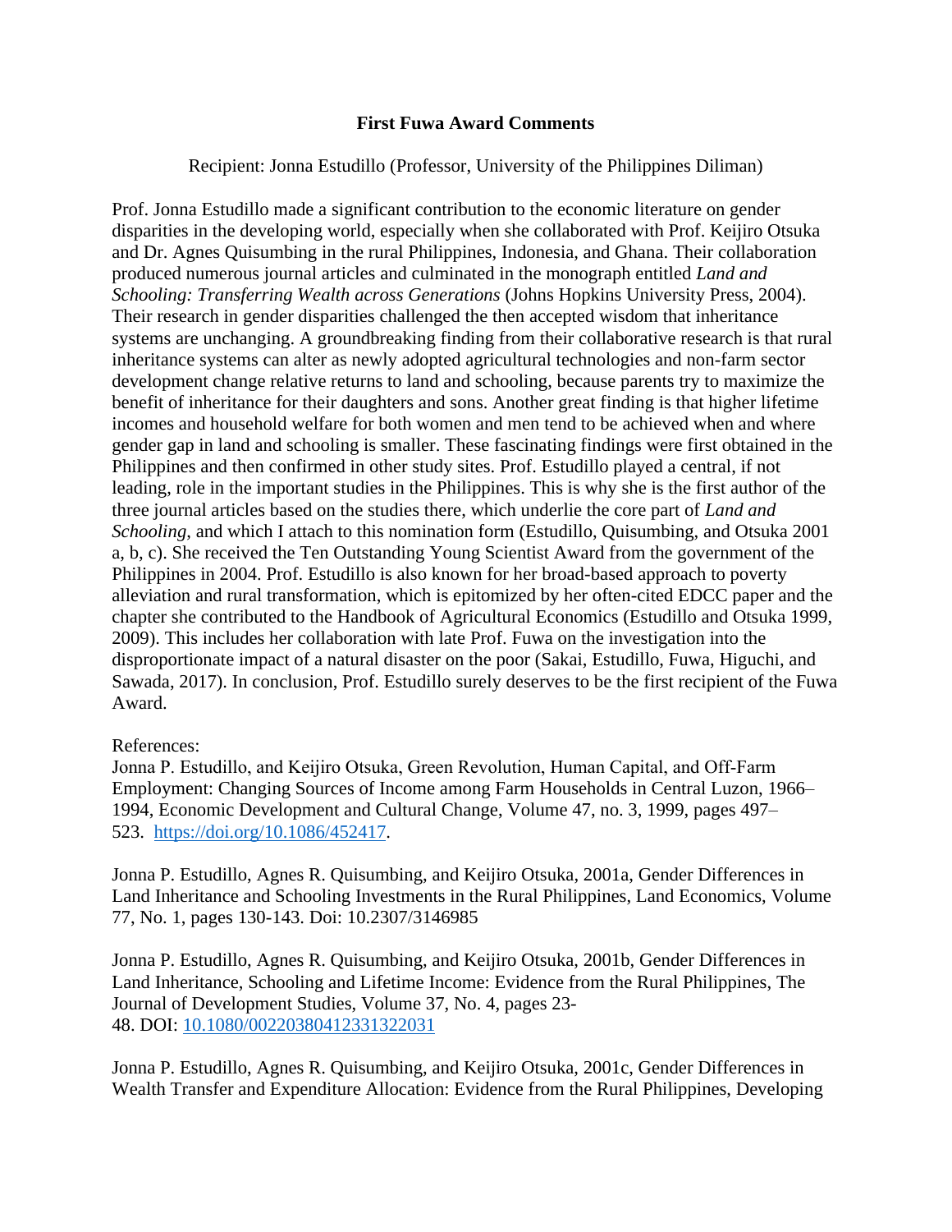**First Fuwa Award Comments**

Recipient: Jonna Estudillo (Professor, University of the Philippines Diliman)

Prof. Jonna Estudillo made a significant contribution to the economic literature on gender disparities in the developing world, especially when she collaborated with Prof. Keijiro Otsuka and Dr. Agnes Quisumbing in the rural Philippines, Indonesia, and Ghana. Their collaboration produced numerous journal articles and culminated in the monograph entitled *Land and Schooling: Transferring Wealth across Generations* (Johns Hopkins University Press, 2004). Their research in gender disparities challenged the then accepted wisdom that inheritance systems are unchanging. A groundbreaking finding from their collaborative research is that rural inheritance systems can alter as newly adopted agricultural technologies and non-farm sector development change relative returns to land and schooling, because parents try to maximize the benefit of inheritance for their daughters and sons. Another great finding is that higher lifetime incomes and household welfare for both women and men tend to be achieved when and where gender gap in land and schooling is smaller. These fascinating findings were first obtained in the Philippines and then confirmed in other study sites. Prof. Estudillo played a central, if not leading, role in the important studies in the Philippines. This is why she is the first author of the three journal articles based on the studies there, which underlie the core part of *Land and Schooling*, and which I attach to this nomination form (Estudillo, Quisumbing, and Otsuka 2001 a, b, c). She received the Ten Outstanding Young Scientist Award from the government of the Philippines in 2004. Prof. Estudillo is also known for her broad-based approach to poverty alleviation and rural transformation, which is epitomized by her often-cited EDCC paper and the chapter she contributed to the Handbook of Agricultural Economics (Estudillo and Otsuka 1999, 2009). This includes her collaboration with late Prof. Fuwa on the investigation into the disproportionate impact of a natural disaster on the poor (Sakai, Estudillo, Fuwa, Higuchi, and Sawada, 2017). In conclusion, Prof. Estudillo surely deserves to be the first recipient of the Fuwa Award.

References:

Jonna P. Estudillo, and Keijiro Otsuka, Green Revolution, Human Capital, and Off-Farm Employment: Changing Sources of Income among Farm Households in Central Luzon, 1966–1994, Economic Development and Cultural Change, Volume 47, no. 3, 1999, pages 497–523. https://doi.org/10.1086/452417.

Jonna P. Estudillo, Agnes R. Quisumbing, and Keijiro Otsuka, 2001a, Gender Differences in Land Inheritance and Schooling Investments in the Rural Philippines, Land Economics, Volume 77, No. 1, pages 130-143. Doi: 10.2307/3146985

Jonna P. Estudillo, Agnes R. Quisumbing, and Keijiro Otsuka, 2001b, Gender Differences in Land Inheritance, Schooling and Lifetime Income: Evidence from the Rural Philippines, The Journal of Development Studies, Volume 37, No. 4, pages 23-48. DOI: 10.1080/00220380412331322031

Jonna P. Estudillo, Agnes R. Quisumbing, and Keijiro Otsuka, 2001c, Gender Differences in Wealth Transfer and Expenditure Allocation: Evidence from the Rural Philippines, Developing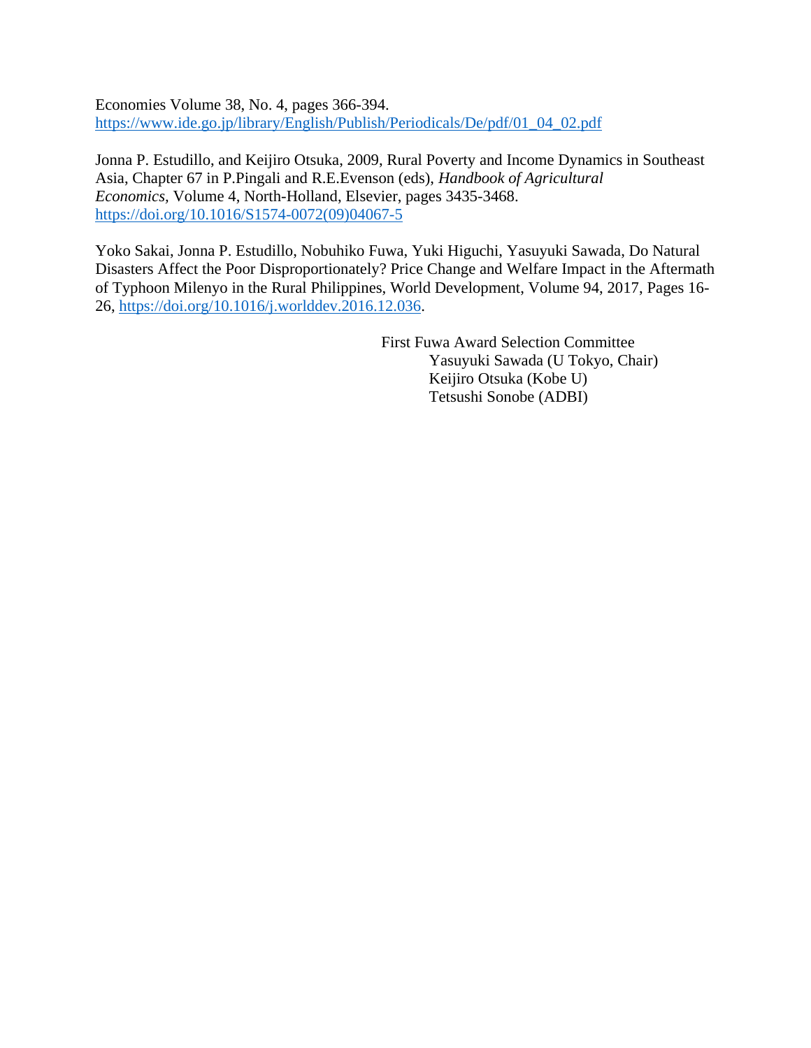Economies Volume 38, No. 4, pages 366-394.
https://www.ide.go.jp/library/English/Publish/Periodicals/De/pdf/01_04_02.pdf

Jonna P. Estudillo, and Keijiro Otsuka, 2009, Rural Poverty and Income Dynamics in Southeast Asia, Chapter 67 in P.Pingali and R.E.Evenson (eds), *Handbook of Agricultural Economics*, Volume 4, North-Holland, Elsevier, pages 3435-3468.
https://doi.org/10.1016/S1574-0072(09)04067-5

Yoko Sakai, Jonna P. Estudillo, Nobuhiko Fuwa, Yuki Higuchi, Yasuyuki Sawada, Do Natural Disasters Affect the Poor Disproportionately? Price Change and Welfare Impact in the Aftermath of Typhoon Milenyo in the Rural Philippines, World Development, Volume 94, 2017, Pages 16-26, https://doi.org/10.1016/j.worlddev.2016.12.036.

First Fuwa Award Selection Committee
Yasuyuki Sawada (U Tokyo, Chair)
Keijiro Otsuka (Kobe U)
Tetsushi Sonobe (ADBI)